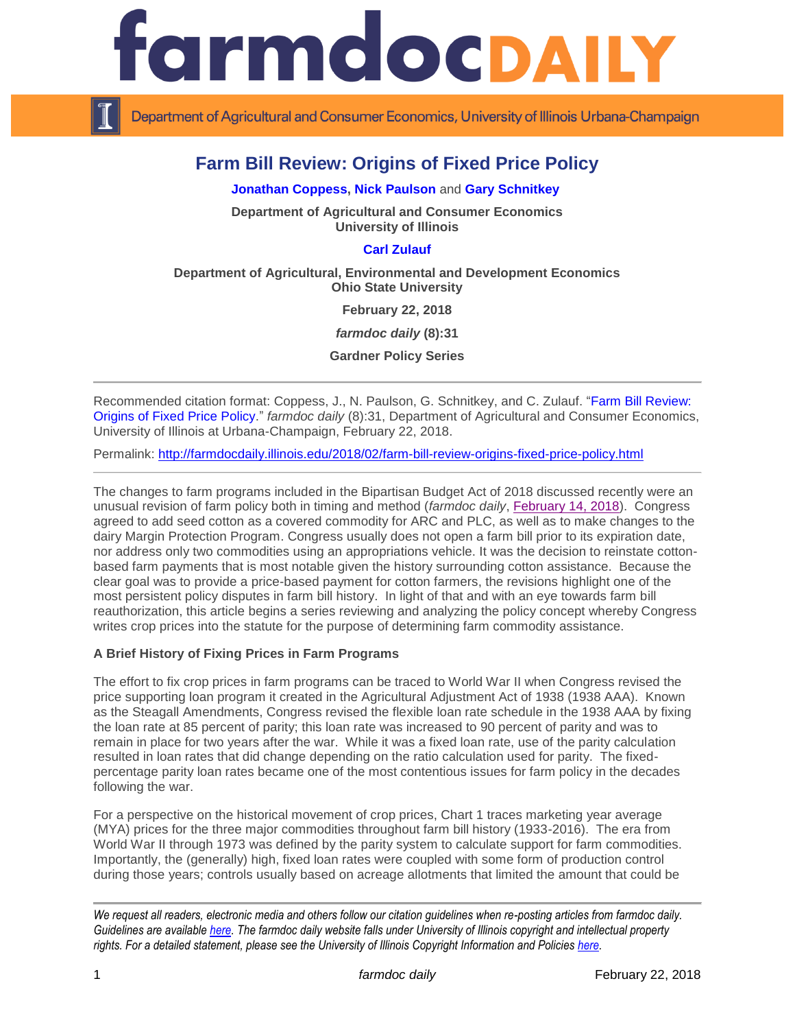# farmdoc DAILY

Department of Agricultural and Consumer Economics, University of Illinois Urbana-Champaign

## Farm Bill Review: Origins of Fixed Price Policy

**Jonathan Coppess, Nick Paulson** and **Gary Schnitkey**

**Department of Agricultural and Consumer Economics**
**University of Illinois**

**Carl Zulauf**

**Department of Agricultural, Environmental and Development Economics**
**Ohio State University**

**February 22, 2018**

***farmdoc daily* (8):31**

**Gardner Policy Series**

---

Recommended citation format: Coppess, J., N. Paulson, G. Schnitkey, and C. Zulauf. "Farm Bill Review: Origins of Fixed Price Policy." *farmdoc daily* (8):31, Department of Agricultural and Consumer Economics, University of Illinois at Urbana-Champaign, February 22, 2018.

Permalink: http://farmdocdaily.illinois.edu/2018/02/farm-bill-review-origins-fixed-price-policy.html

---

The changes to farm programs included in the Bipartisan Budget Act of 2018 discussed recently were an unusual revision of farm policy both in timing and method (*farmdoc daily*, February 14, 2018). Congress agreed to add seed cotton as a covered commodity for ARC and PLC, as well as to make changes to the dairy Margin Protection Program. Congress usually does not open a farm bill prior to its expiration date, nor address only two commodities using an appropriations vehicle. It was the decision to reinstate cotton-based farm payments that is most notable given the history surrounding cotton assistance. Because the clear goal was to provide a price-based payment for cotton farmers, the revisions highlight one of the most persistent policy disputes in farm bill history. In light of that and with an eye towards farm bill reauthorization, this article begins a series reviewing and analyzing the policy concept whereby Congress writes crop prices into the statute for the purpose of determining farm commodity assistance.

**A Brief History of Fixing Prices in Farm Programs**

The effort to fix crop prices in farm programs can be traced to World War II when Congress revised the price supporting loan program it created in the Agricultural Adjustment Act of 1938 (1938 AAA). Known as the Steagall Amendments, Congress revised the flexible loan rate schedule in the 1938 AAA by fixing the loan rate at 85 percent of parity; this loan rate was increased to 90 percent of parity and was to remain in place for two years after the war. While it was a fixed loan rate, use of the parity calculation resulted in loan rates that did change depending on the ratio calculation used for parity. The fixed-percentage parity loan rates became one of the most contentious issues for farm policy in the decades following the war.

For a perspective on the historical movement of crop prices, Chart 1 traces marketing year average (MYA) prices for the three major commodities throughout farm bill history (1933-2016). The era from World War II through 1973 was defined by the parity system to calculate support for farm commodities. Importantly, the (generally) high, fixed loan rates were coupled with some form of production control during those years; controls usually based on acreage allotments that limited the amount that could be

---

*We request all readers, electronic media and others follow our citation guidelines when re-posting articles from farmdoc daily. Guidelines are available here. The farmdoc daily website falls under University of Illinois copyright and intellectual property rights. For a detailed statement, please see the University of Illinois Copyright Information and Policies here.*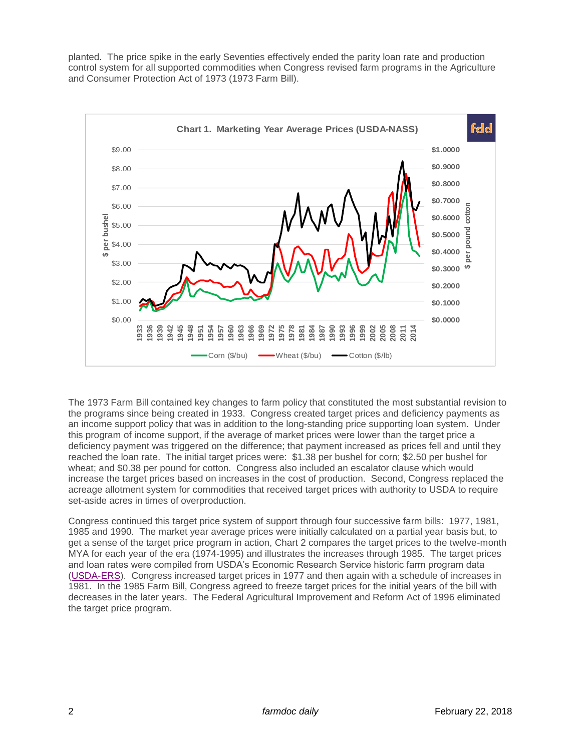planted. The price spike in the early Seventies effectively ended the parity loan rate and production control system for all supported commodities when Congress revised farm programs in the Agriculture and Consumer Protection Act of 1973 (1973 Farm Bill).

Chart 1. Marketing Year Average Prices (USDA-NASS)

The 1973 Farm Bill contained key changes to farm policy that constituted the most substantial revision to the programs since being created in 1933. Congress created target prices and deficiency payments as an income support policy that was in addition to the long-standing price supporting loan system. Under this program of income support, if the average of market prices were lower than the target price a deficiency payment was triggered on the difference; that payment increased as prices fell and until they reached the loan rate. The initial target prices were: $1.38 per bushel for corn; $2.50 per bushel for wheat; and $0.38 per pound for cotton. Congress also included an escalator clause which would increase the target prices based on increases in the cost of production. Second, Congress replaced the acreage allotment system for commodities that received target prices with authority to USDA to require set-aside acres in times of overproduction.

Congress continued this target price system of support through four successive farm bills: 1977, 1981, 1985 and 1990. The market year average prices were initially calculated on a partial year basis but, to get a sense of the target price program in action, Chart 2 compares the target prices to the twelve-month MYA for each year of the era (1974-1995) and illustrates the increases through 1985. The target prices and loan rates were compiled from USDA's Economic Research Service historic farm program data (USDA-ERS). Congress increased target prices in 1977 and then again with a schedule of increases in 1981. In the 1985 Farm Bill, Congress agreed to freeze target prices for the initial years of the bill with decreases in the later years. The Federal Agricultural Improvement and Reform Act of 1996 eliminated the target price program.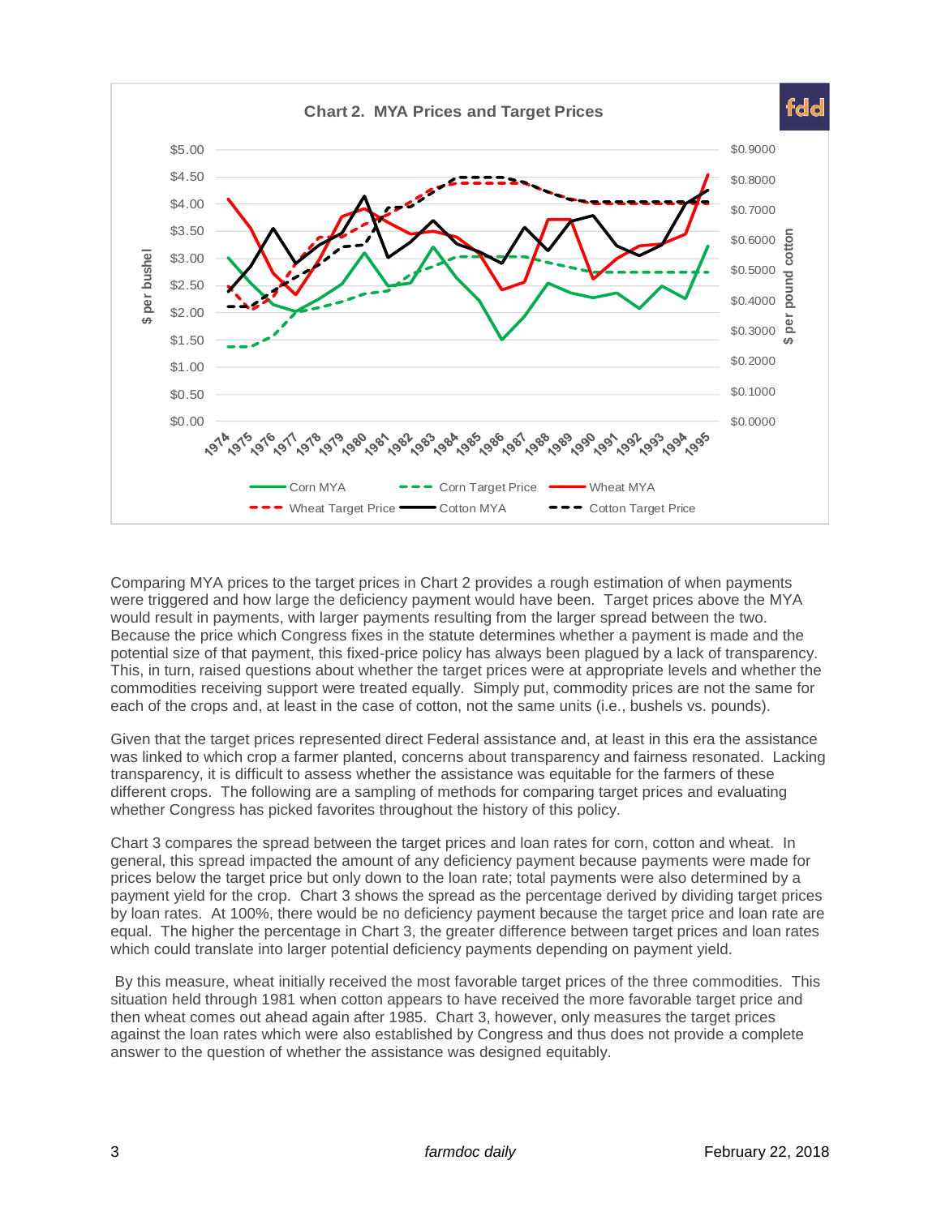**Chart 2. MYA Prices and Target Prices**

Comparing MYA prices to the target prices in Chart 2 provides a rough estimation of when payments were triggered and how large the deficiency payment would have been. Target prices above the MYA would result in payments, with larger payments resulting from the larger spread between the two. Because the price which Congress fixes in the statute determines whether a payment is made and the potential size of that payment, this fixed-price policy has always been plagued by a lack of transparency. This, in turn, raised questions about whether the target prices were at appropriate levels and whether the commodities receiving support were treated equally. Simply put, commodity prices are not the same for each of the crops and, at least in the case of cotton, not the same units (i.e., bushels vs. pounds).

Given that the target prices represented direct Federal assistance and, at least in this era the assistance was linked to which crop a farmer planted, concerns about transparency and fairness resonated. Lacking transparency, it is difficult to assess whether the assistance was equitable for the farmers of these different crops. The following are a sampling of methods for comparing target prices and evaluating whether Congress has picked favorites throughout the history of this policy.

Chart 3 compares the spread between the target prices and loan rates for corn, cotton and wheat. In general, this spread impacted the amount of any deficiency payment because payments were made for prices below the target price but only down to the loan rate; total payments were also determined by a payment yield for the crop. Chart 3 shows the spread as the percentage derived by dividing target prices by loan rates. At 100%, there would be no deficiency payment because the target price and loan rate are equal. The higher the percentage in Chart 3, the greater difference between target prices and loan rates which could translate into larger potential deficiency payments depending on payment yield.

By this measure, wheat initially received the most favorable target prices of the three commodities. This situation held through 1981 when cotton appears to have received the more favorable target price and then wheat comes out ahead again after 1985. Chart 3, however, only measures the target prices against the loan rates which were also established by Congress and thus does not provide a complete answer to the question of whether the assistance was designed equitably.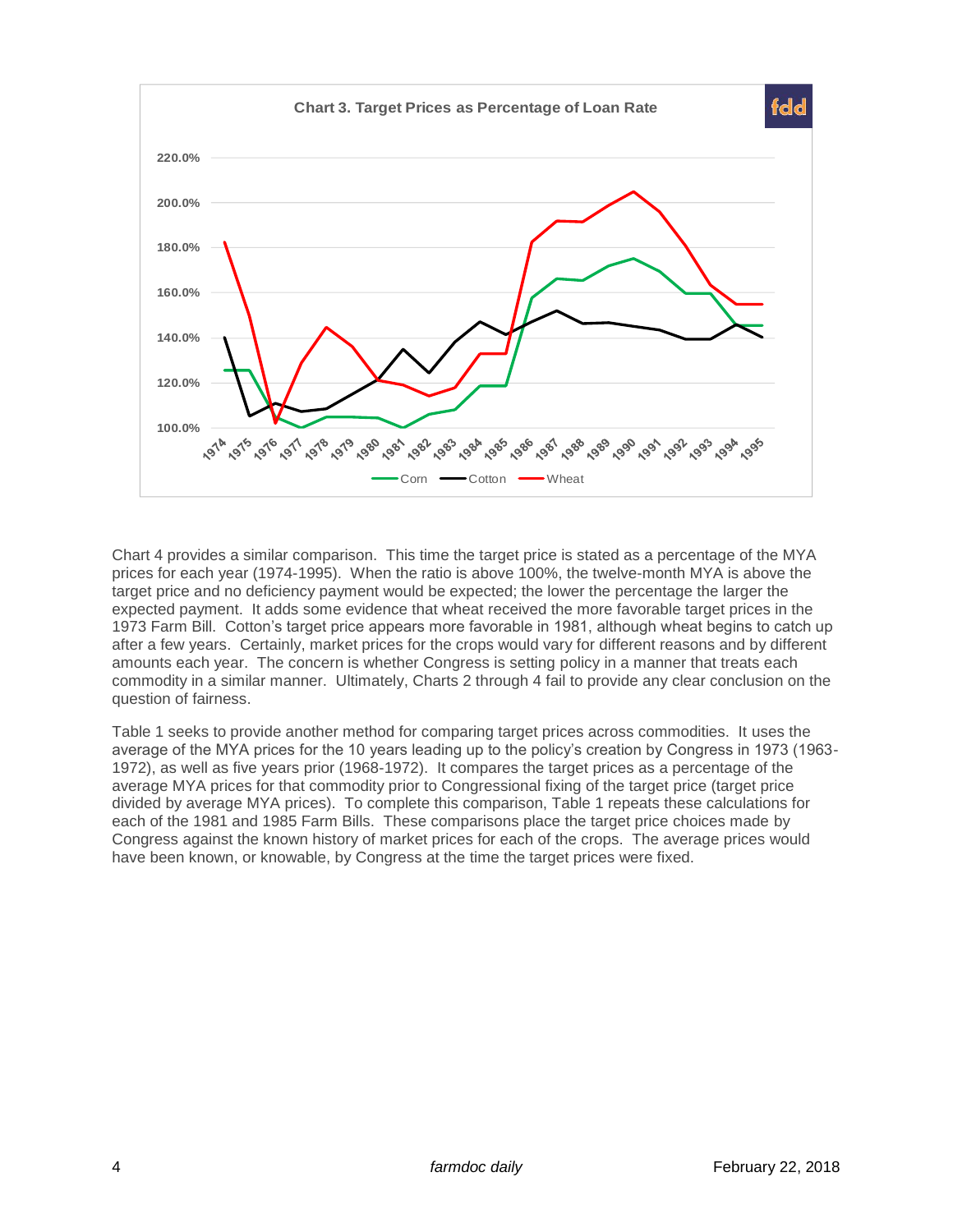Chart 4 provides a similar comparison. This time the target price is stated as a percentage of the MYA prices for each year (1974-1995). When the ratio is above 100%, the twelve-month MYA is above the target price and no deficiency payment would be expected; the lower the percentage the larger the expected payment. It adds some evidence that wheat received the more favorable target prices in the 1973 Farm Bill. Cotton's target price appears more favorable in 1981, although wheat begins to catch up after a few years. Certainly, market prices for the crops would vary for different reasons and by different amounts each year. The concern is whether Congress is setting policy in a manner that treats each commodity in a similar manner. Ultimately, Charts 2 through 4 fail to provide any clear conclusion on the question of fairness.

Table 1 seeks to provide another method for comparing target prices across commodities. It uses the average of the MYA prices for the 10 years leading up to the policy's creation by Congress in 1973 (1963-1972), as well as five years prior (1968-1972). It compares the target prices as a percentage of the average MYA prices for that commodity prior to Congressional fixing of the target price (target price divided by average MYA prices). To complete this comparison, Table 1 repeats these calculations for each of the 1981 and 1985 Farm Bills. These comparisons place the target price choices made by Congress against the known history of market prices for each of the crops. The average prices would have been known, or knowable, by Congress at the time the target prices were fixed.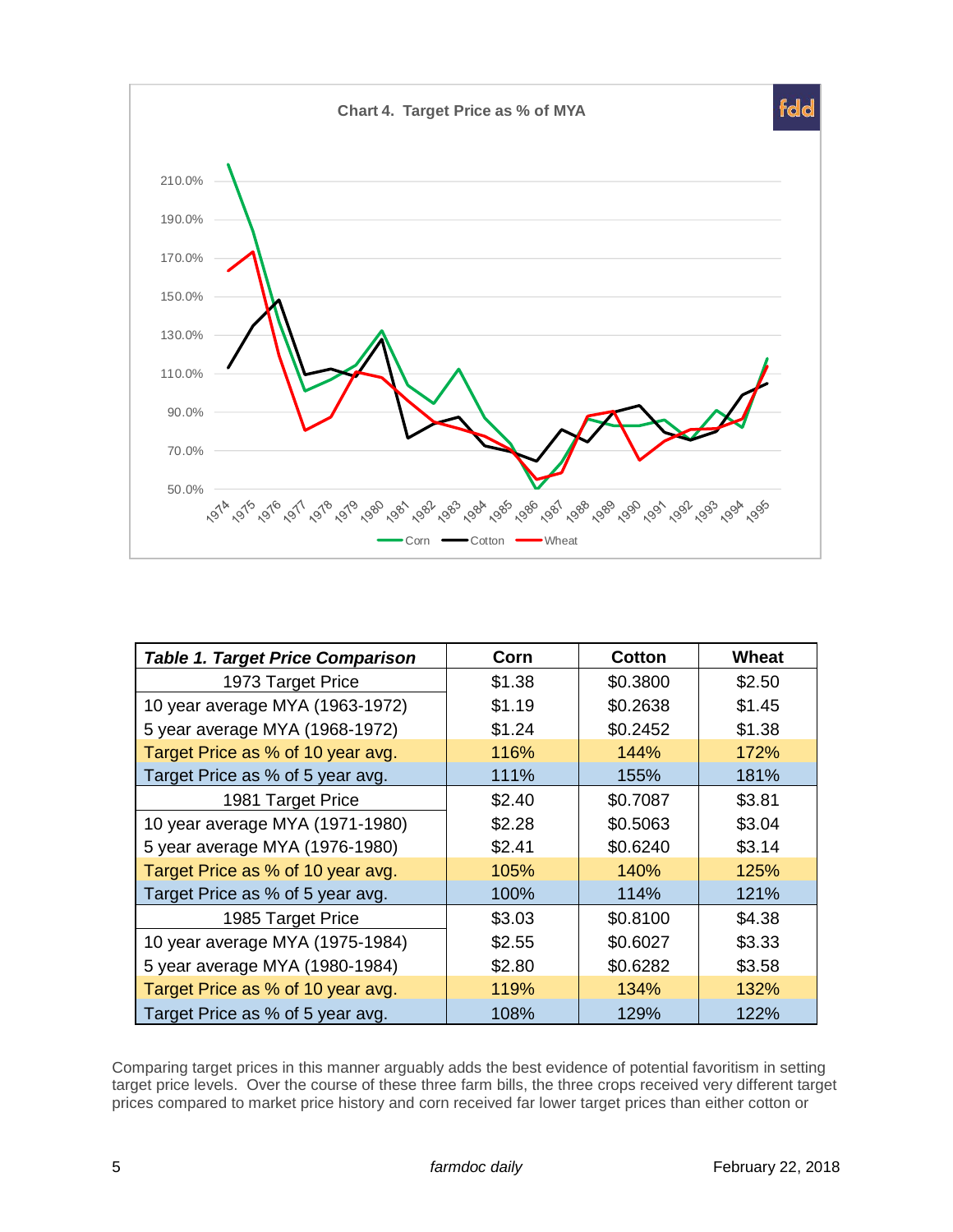Chart 4. Target Price as % of MYA

| Table 1. Target Price Comparison | Corn | Cotton | Wheat |
|---|---|---|---|
| 1973 Target Price | $1.38 | $0.3800 | $2.50 |
| 10 year average MYA (1963-1972) | $1.19 | $0.2638 | $1.45 |
| 5 year average MYA (1968-1972) | $1.24 | $0.2452 | $1.38 |
| Target Price as % of 10 year avg. | 116% | 144% | 172% |
| Target Price as % of 5 year avg. | 111% | 155% | 181% |
| 1981 Target Price | $2.40 | $0.7087 | $3.81 |
| 10 year average MYA (1971-1980) | $2.28 | $0.5063 | $3.04 |
| 5 year average MYA (1976-1980) | $2.41 | $0.6240 | $3.14 |
| Target Price as % of 10 year avg. | 105% | 140% | 125% |
| Target Price as % of 5 year avg. | 100% | 114% | 121% |
| 1985 Target Price | $3.03 | $0.8100 | $4.38 |
| 10 year average MYA (1975-1984) | $2.55 | $0.6027 | $3.33 |
| 5 year average MYA (1980-1984) | $2.80 | $0.6282 | $3.58 |
| Target Price as % of 10 year avg. | 119% | 134% | 132% |
| Target Price as % of 5 year avg. | 108% | 129% | 122% |

Comparing target prices in this manner arguably adds the best evidence of potential favoritism in setting target price levels. Over the course of these three farm bills, the three crops received very different target prices compared to market price history and corn received far lower target prices than either cotton or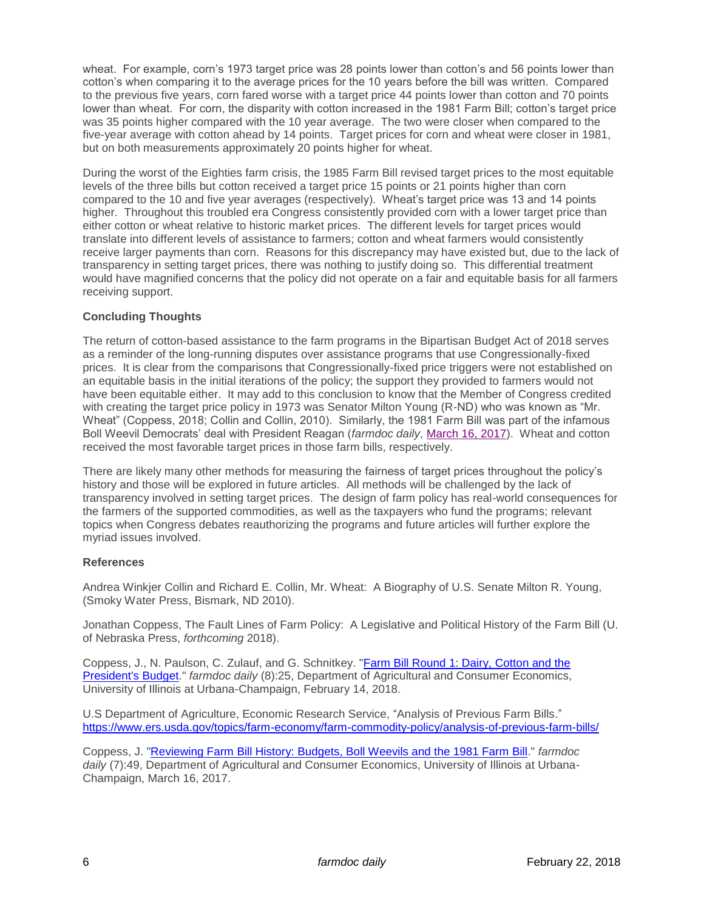wheat. For example, corn's 1973 target price was 28 points lower than cotton's and 56 points lower than cotton's when comparing it to the average prices for the 10 years before the bill was written. Compared to the previous five years, corn fared worse with a target price 44 points lower than cotton and 70 points lower than wheat. For corn, the disparity with cotton increased in the 1981 Farm Bill; cotton's target price was 35 points higher compared with the 10 year average. The two were closer when compared to the five-year average with cotton ahead by 14 points. Target prices for corn and wheat were closer in 1981, but on both measurements approximately 20 points higher for wheat.

During the worst of the Eighties farm crisis, the 1985 Farm Bill revised target prices to the most equitable levels of the three bills but cotton received a target price 15 points or 21 points higher than corn compared to the 10 and five year averages (respectively). Wheat's target price was 13 and 14 points higher. Throughout this troubled era Congress consistently provided corn with a lower target price than either cotton or wheat relative to historic market prices. The different levels for target prices would translate into different levels of assistance to farmers; cotton and wheat farmers would consistently receive larger payments than corn. Reasons for this discrepancy may have existed but, due to the lack of transparency in setting target prices, there was nothing to justify doing so. This differential treatment would have magnified concerns that the policy did not operate on a fair and equitable basis for all farmers receiving support.

### Concluding Thoughts

The return of cotton-based assistance to the farm programs in the Bipartisan Budget Act of 2018 serves as a reminder of the long-running disputes over assistance programs that use Congressionally-fixed prices. It is clear from the comparisons that Congressionally-fixed price triggers were not established on an equitable basis in the initial iterations of the policy; the support they provided to farmers would not have been equitable either. It may add to this conclusion to know that the Member of Congress credited with creating the target price policy in 1973 was Senator Milton Young (R-ND) who was known as "Mr. Wheat" (Coppess, 2018; Collin and Collin, 2010). Similarly, the 1981 Farm Bill was part of the infamous Boll Weevil Democrats' deal with President Reagan (*farmdoc daily*, March 16, 2017). Wheat and cotton received the most favorable target prices in those farm bills, respectively.

There are likely many other methods for measuring the fairness of target prices throughout the policy's history and those will be explored in future articles. All methods will be challenged by the lack of transparency involved in setting target prices. The design of farm policy has real-world consequences for the farmers of the supported commodities, as well as the taxpayers who fund the programs; relevant topics when Congress debates reauthorizing the programs and future articles will further explore the myriad issues involved.

### References

Andrea Winkjer Collin and Richard E. Collin, Mr. Wheat: A Biography of U.S. Senate Milton R. Young, (Smoky Water Press, Bismark, ND 2010).

Jonathan Coppess, The Fault Lines of Farm Policy: A Legislative and Political History of the Farm Bill (U. of Nebraska Press, *forthcoming* 2018).

Coppess, J., N. Paulson, C. Zulauf, and G. Schnitkey. "Farm Bill Round 1: Dairy, Cotton and the President's Budget." *farmdoc daily* (8):25, Department of Agricultural and Consumer Economics, University of Illinois at Urbana-Champaign, February 14, 2018.

U.S Department of Agriculture, Economic Research Service, "Analysis of Previous Farm Bills." https://www.ers.usda.gov/topics/farm-economy/farm-commodity-policy/analysis-of-previous-farm-bills/

Coppess, J. "Reviewing Farm Bill History: Budgets, Boll Weevils and the 1981 Farm Bill." *farmdoc daily* (7):49, Department of Agricultural and Consumer Economics, University of Illinois at Urbana-Champaign, March 16, 2017.